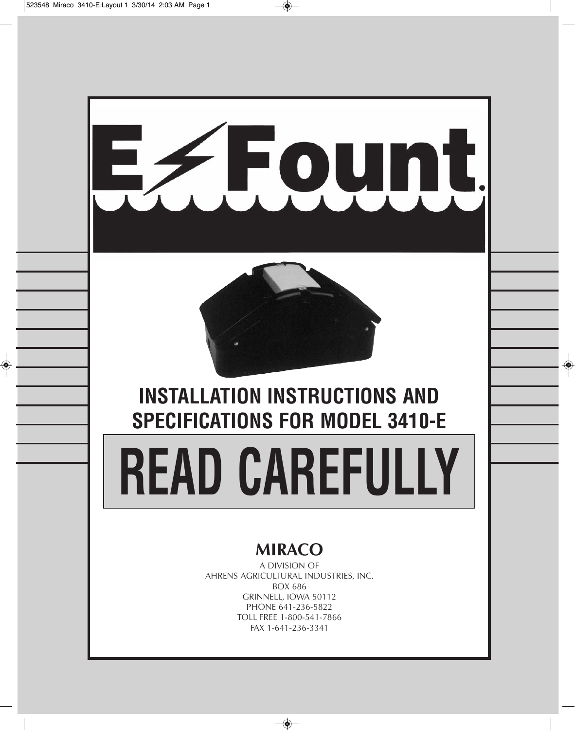# E-Fount®

## INSTALLATION INSTRUCTIONS AND SPECIFICATIONS FOR MODEL 3410-E

# READ CAREFULLY

**MIRACO**

A DIVISION OF
AHRENS AGRICULTURAL INDUSTRIES, INC.
BOX 686
GRINNELL, IOWA 50112
PHONE 641-236-5822
TOLL FREE 1-800-541-7866
FAX 1-641-236-3341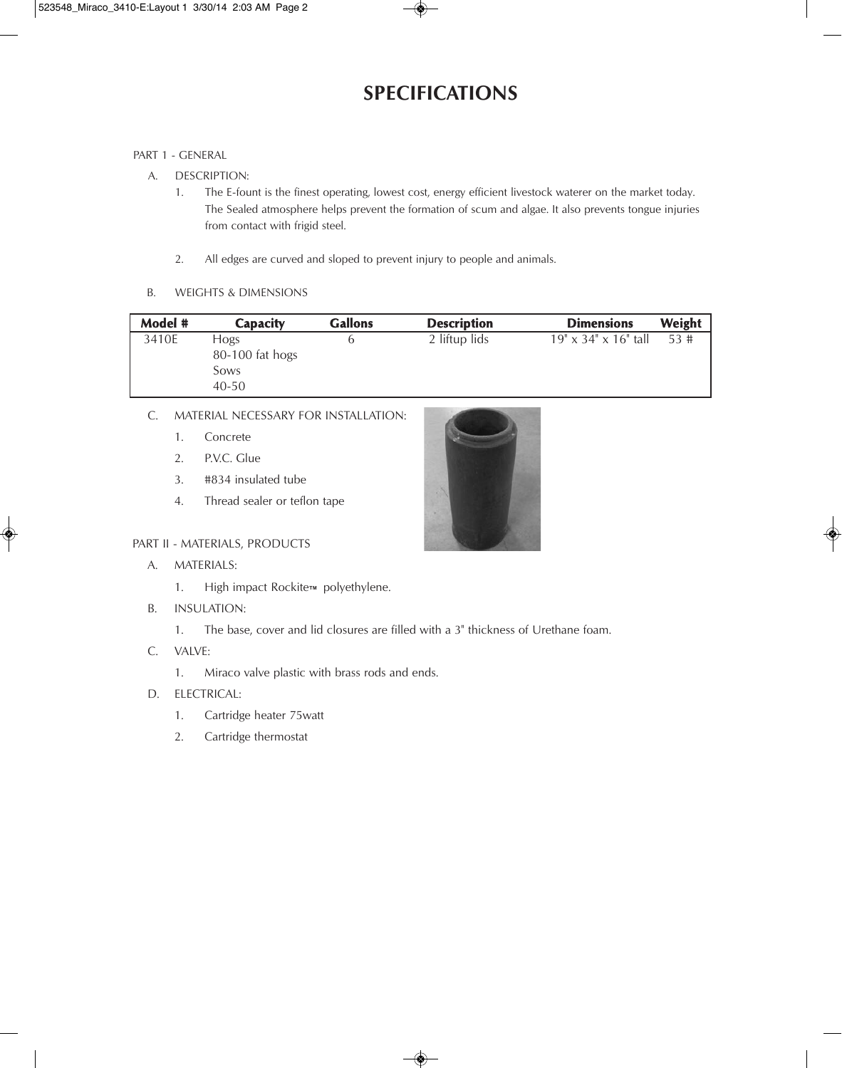# SPECIFICATIONS

PART 1 - GENERAL

A. DESCRIPTION:

1. The E-fount is the finest operating, lowest cost, energy efficient livestock waterer on the market today. The Sealed atmosphere helps prevent the formation of scum and algae. It also prevents tongue injuries from contact with frigid steel.

2. All edges are curved and sloped to prevent injury to people and animals.

B. WEIGHTS & DIMENSIONS

| Model # | Capacity | Gallons | Description | Dimensions | Weight |
|---|---|---|---|---|---|
| 3410E | Hogs<br>80-100 fat hogs<br>Sows<br>40-50 | 6 | 2 liftup lids | 19" x 34" x 16" tall | 53 # |

C. MATERIAL NECESSARY FOR INSTALLATION:

1. Concrete
2. P.V.C. Glue
3. #834 insulated tube
4. Thread sealer or teflon tape

PART II - MATERIALS, PRODUCTS

A. MATERIALS:

1. High impact Rockite™ polyethylene.

B. INSULATION:

1. The base, cover and lid closures are filled with a 3" thickness of Urethane foam.

C. VALVE:

1. Miraco valve plastic with brass rods and ends.

D. ELECTRICAL:

1. Cartridge heater 75watt
2. Cartridge thermostat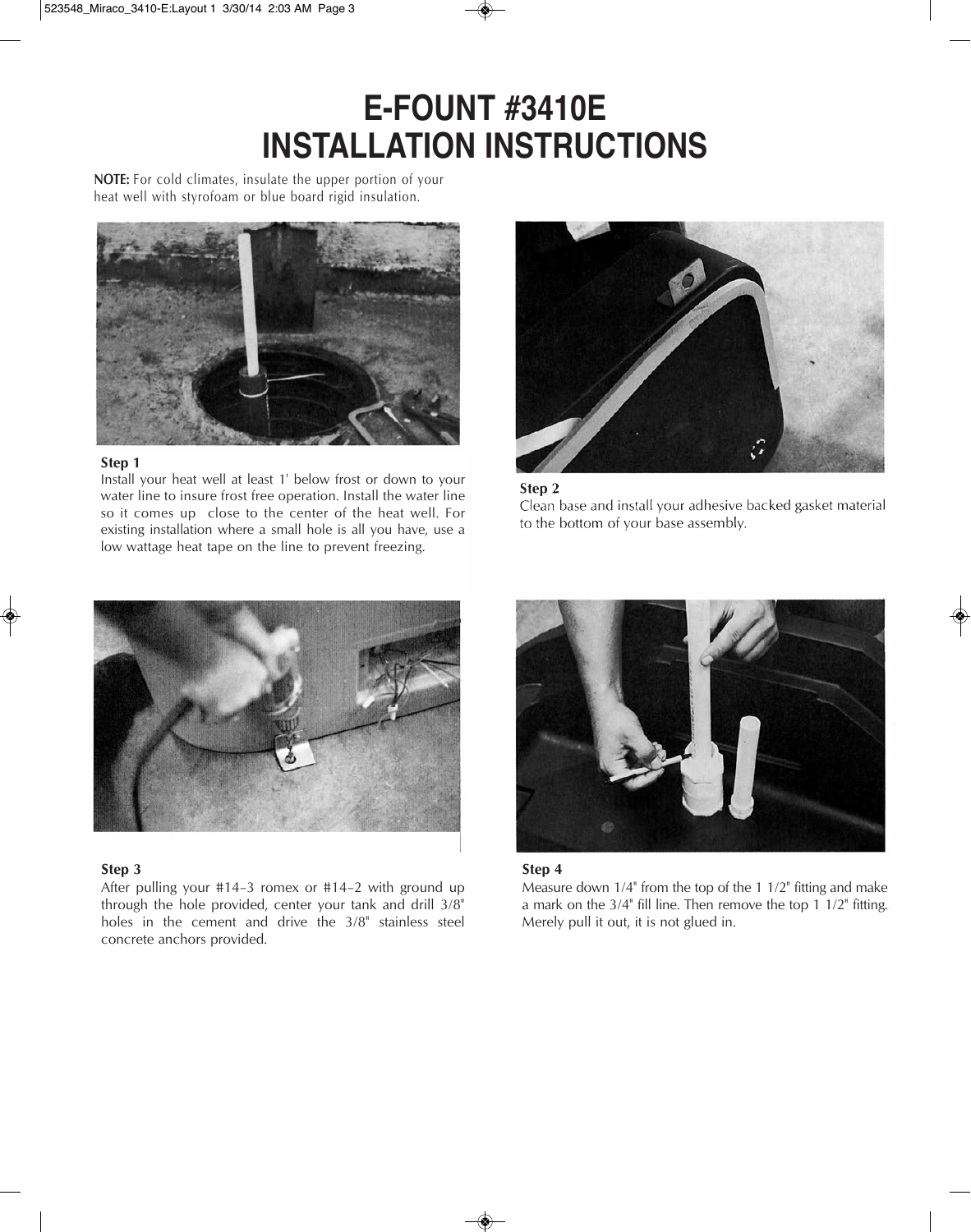# E-FOUNT #3410E INSTALLATION INSTRUCTIONS

**NOTE:** For cold climates, insulate the upper portion of your heat well with styrofoam or blue board rigid insulation.

**Step 1**

Install your heat well at least 1' below frost or down to your water line to insure frost free operation. Install the water line so it comes up close to the center of the heat well. For existing installation where a small hole is all you have, use a low wattage heat tape on the line to prevent freezing.

**Step 2**

Clean base and install your adhesive backed gasket material to the bottom of your base assembly.

**Step 3**

After pulling your #14–3 romex or #14–2 with ground up through the hole provided, center your tank and drill 3/8" holes in the cement and drive the 3/8" stainless steel concrete anchors provided.

**Step 4**

Measure down 1/4" from the top of the 1 1/2" fitting and make a mark on the 3/4" fill line. Then remove the top 1 1/2" fitting. Merely pull it out, it is not glued in.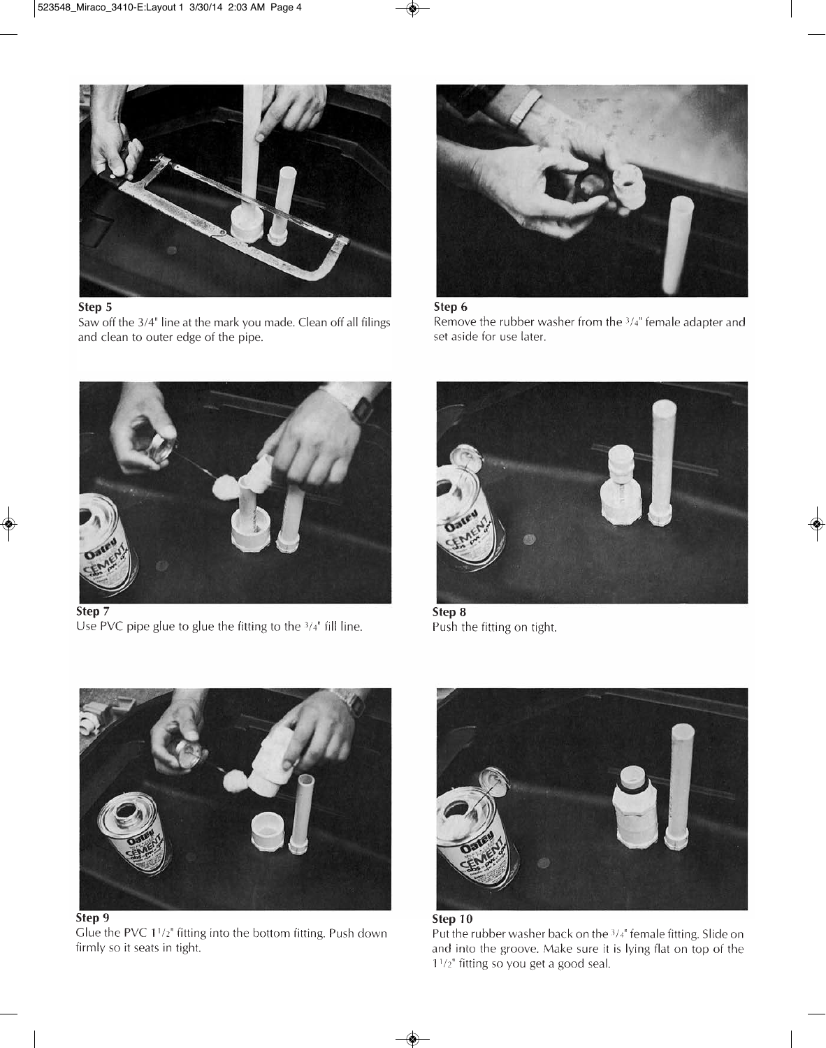**Step 5**

Saw off the 3/4" line at the mark you made. Clean off all filings and clean to outer edge of the pipe.

**Step 6**

Remove the rubber washer from the 3/4" female adapter and set aside for use later.

**Step 7**

Use PVC pipe glue to glue the fitting to the 3/4" fill line.

**Step 8**

Push the fitting on tight.

**Step 9**

Glue the PVC 1 1/2" fitting into the bottom fitting. Push down firmly so it seats in tight.

**Step 10**

Put the rubber washer back on the 3/4" female fitting. Slide on and into the groove. Make sure it is lying flat on top of the 1 1/2" fitting so you get a good seal.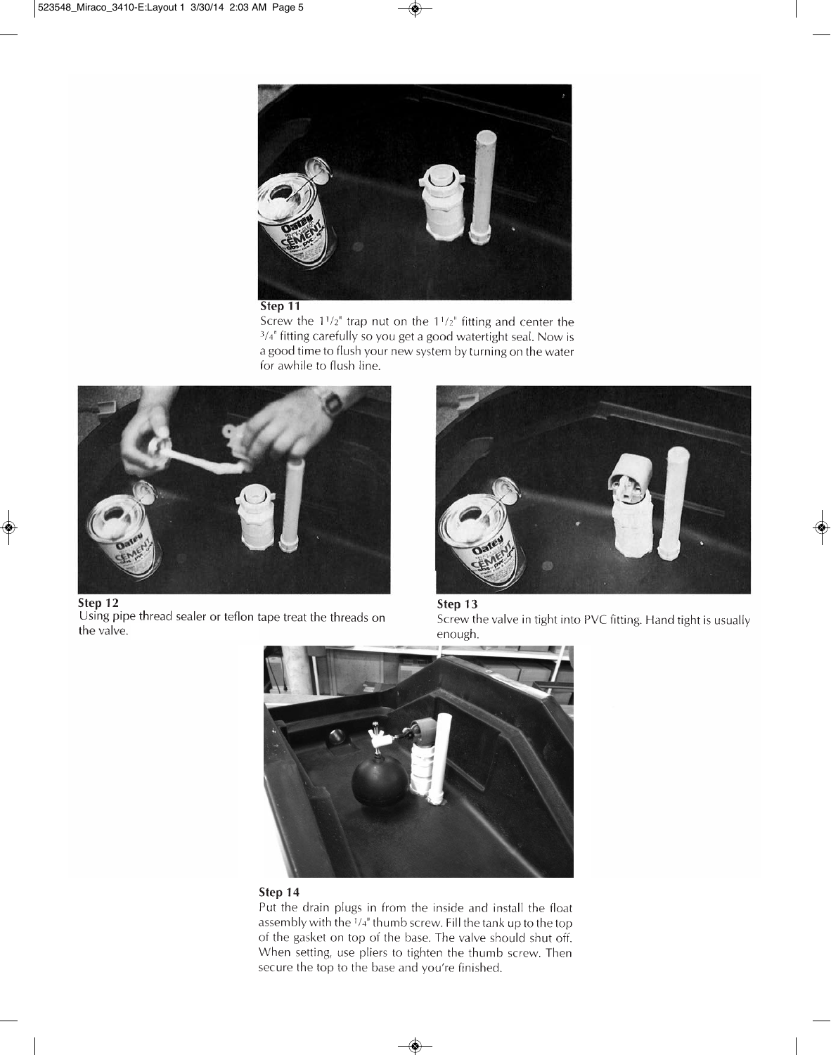**Step 11**

Screw the 1 1/2" trap nut on the 1 1/2" fitting and center the 3/4" fitting carefully so you get a good watertight seal. Now is a good time to flush your new system by turning on the water for awhile to flush line.

**Step 12**

Using pipe thread sealer or teflon tape treat the threads on the valve.

**Step 13**

Screw the valve in tight into PVC fitting. Hand tight is usually enough.

**Step 14**

Put the drain plugs in from the inside and install the float assembly with the 1/4" thumb screw. Fill the tank up to the top of the gasket on top of the base. The valve should shut off. When setting, use pliers to tighten the thumb screw. Then secure the top to the base and you're finished.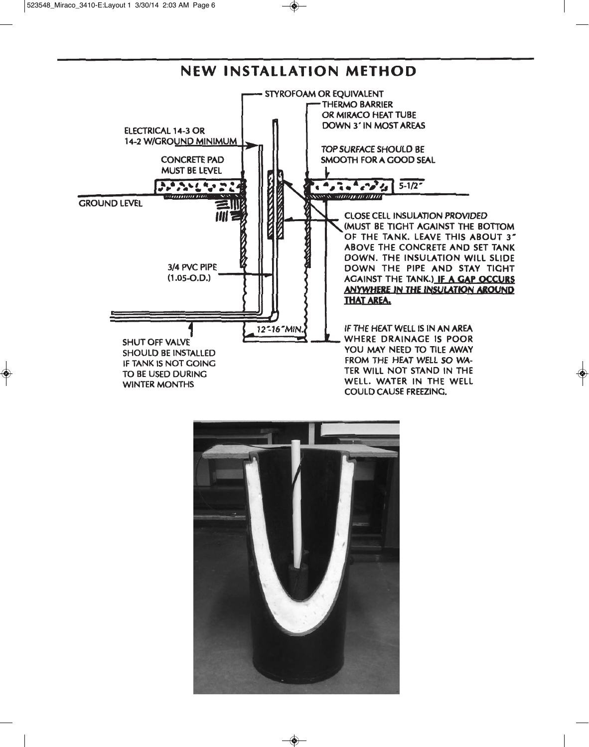# NEW INSTALLATION METHOD

STYROFOAM OR EQUIVALENT

THERMO BARRIER OR MIRACO HEAT TUBE DOWN 3' IN MOST AREAS

ELECTRICAL 14-3 OR 14-2 W/GROUND MINIMUM

CONCRETE PAD MUST BE LEVEL

*TOP SURFACE SHOULD BE SMOOTH FOR A GOOD SEAL*

5-1/2"

GROUND LEVEL

*CLOSE CELL INSULATION PROVIDED* (MUST BE TIGHT AGAINST THE BOTTOM OF THE TANK. LEAVE THIS ABOUT 3" ABOVE THE CONCRETE AND SET TANK DOWN. THE INSULATION WILL SLIDE DOWN THE PIPE AND STAY TIGHT AGAINST THE TANK.) **IF A GAP OCCURS ANYWHERE IN THE INSULATION AROUND THAT AREA.**

3/4 PVC PIPE (1.05-O.D.)

12"-16" MIN.

SHUT OFF VALVE SHOULD BE INSTALLED IF TANK IS NOT GOING TO BE USED DURING WINTER MONTHS

*IF THE HEAT WELL IS IN AN AREA WHERE DRAINAGE IS POOR YOU MAY NEED TO TILE AWAY FROM THE HEAT WELL SO WATER WILL NOT STAND IN THE WELL. WATER IN THE WELL COULD CAUSE FREEZING.*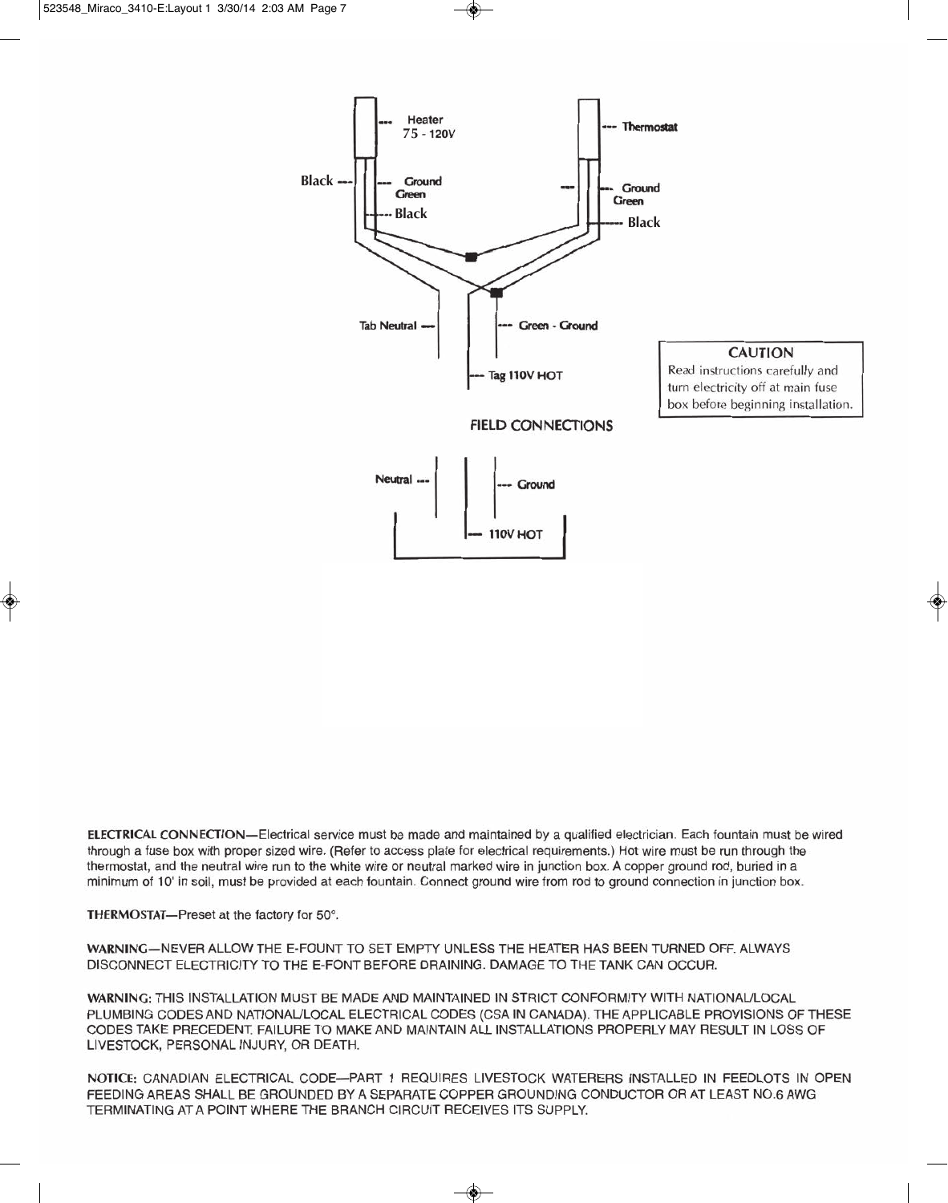Heater
75 - 120V

Thermostat

Black

Ground
Green

Black

Ground
Green

Black

Tab Neutral

Green - Ground

Tag 110V HOT

**CAUTION**
Read instructions carefully and turn electricity off at main fuse box before beginning installation.

FIELD CONNECTIONS

Neutral

Ground

110V HOT

**ELECTRICAL CONNECTION**—Electrical service must be made and maintained by a qualified electrician. Each fountain must be wired through a fuse box with proper sized wire. (Refer to access plate for electrical requirements.) Hot wire must be run through the thermostat, and the neutral wire run to the white wire or neutral marked wire in junction box. A copper ground rod, buried in a minimum of 10' in soil, must be provided at each fountain. Connect ground wire from rod to ground connection in junction box.

**THERMOSTAT**—Preset at the factory for 50°.

**WARNING**—NEVER ALLOW THE E-FOUNT TO SET EMPTY UNLESS THE HEATER HAS BEEN TURNED OFF. ALWAYS DISCONNECT ELECTRICITY TO THE E-FONT BEFORE DRAINING. DAMAGE TO THE TANK CAN OCCUR.

**WARNING:** THIS INSTALLATION MUST BE MADE AND MAINTAINED IN STRICT CONFORMITY WITH NATIONAL/LOCAL PLUMBING CODES AND NATIONAL/LOCAL ELECTRICAL CODES (CSA IN CANADA). THE APPLICABLE PROVISIONS OF THESE CODES TAKE PRECEDENT. FAILURE TO MAKE AND MAINTAIN ALL INSTALLATIONS PROPERLY MAY RESULT IN LOSS OF LIVESTOCK, PERSONAL INJURY, OR DEATH.

**NOTICE:** CANADIAN ELECTRICAL CODE—PART 1 REQUIRES LIVESTOCK WATERERS INSTALLED IN FEEDLOTS IN OPEN FEEDING AREAS SHALL BE GROUNDED BY A SEPARATE COPPER GROUNDING CONDUCTOR OR AT LEAST NO.6 AWG TERMINATING AT A POINT WHERE THE BRANCH CIRCUIT RECEIVES ITS SUPPLY.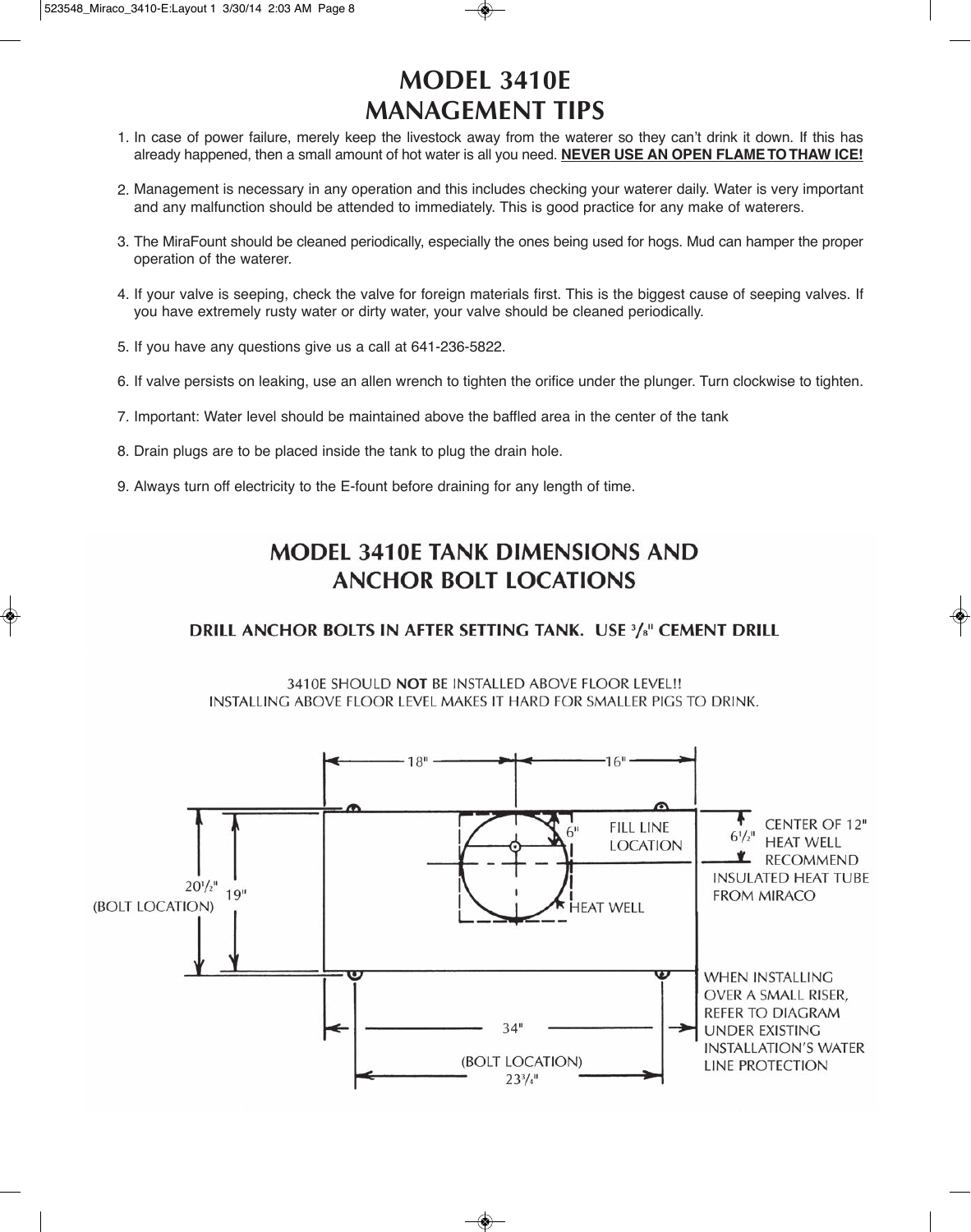# MODEL 3410E MANAGEMENT TIPS

1. In case of power failure, merely keep the livestock away from the waterer so they can't drink it down. If this has already happened, then a small amount of hot water is all you need. **NEVER USE AN OPEN FLAME TO THAW ICE!**
2. Management is necessary in any operation and this includes checking your waterer daily. Water is very important and any malfunction should be attended to immediately. This is good practice for any make of waterers.
3. The MiraFount should be cleaned periodically, especially the ones being used for hogs. Mud can hamper the proper operation of the waterer.
4. If your valve is seeping, check the valve for foreign materials first. This is the biggest cause of seeping valves. If you have extremely rusty water or dirty water, your valve should be cleaned periodically.
5. If you have any questions give us a call at 641-236-5822.
6. If valve persists on leaking, use an allen wrench to tighten the orifice under the plunger. Turn clockwise to tighten.
7. Important: Water level should be maintained above the baffled area in the center of the tank
8. Drain plugs are to be placed inside the tank to plug the drain hole.
9. Always turn off electricity to the E-fount before draining for any length of time.

## MODEL 3410E TANK DIMENSIONS AND ANCHOR BOLT LOCATIONS

### DRILL ANCHOR BOLTS IN AFTER SETTING TANK. USE 3/8" CEMENT DRILL

3410E SHOULD **NOT** BE INSTALLED ABOVE FLOOR LEVEL!!
INSTALLING ABOVE FLOOR LEVEL MAKES IT HARD FOR SMALLER PIGS TO DRINK.

18"
16"
6"
FILL LINE LOCATION
6 1/2"
CENTER OF 12" HEAT WELL RECOMMEND INSULATED HEAT TUBE FROM MIRACO
20 1/2" (BOLT LOCATION)
19"
HEAT WELL
WHEN INSTALLING OVER A SMALL RISER, REFER TO DIAGRAM UNDER EXISTING INSTALLATION'S WATER LINE PROTECTION
34"
(BOLT LOCATION) 23 3/4"